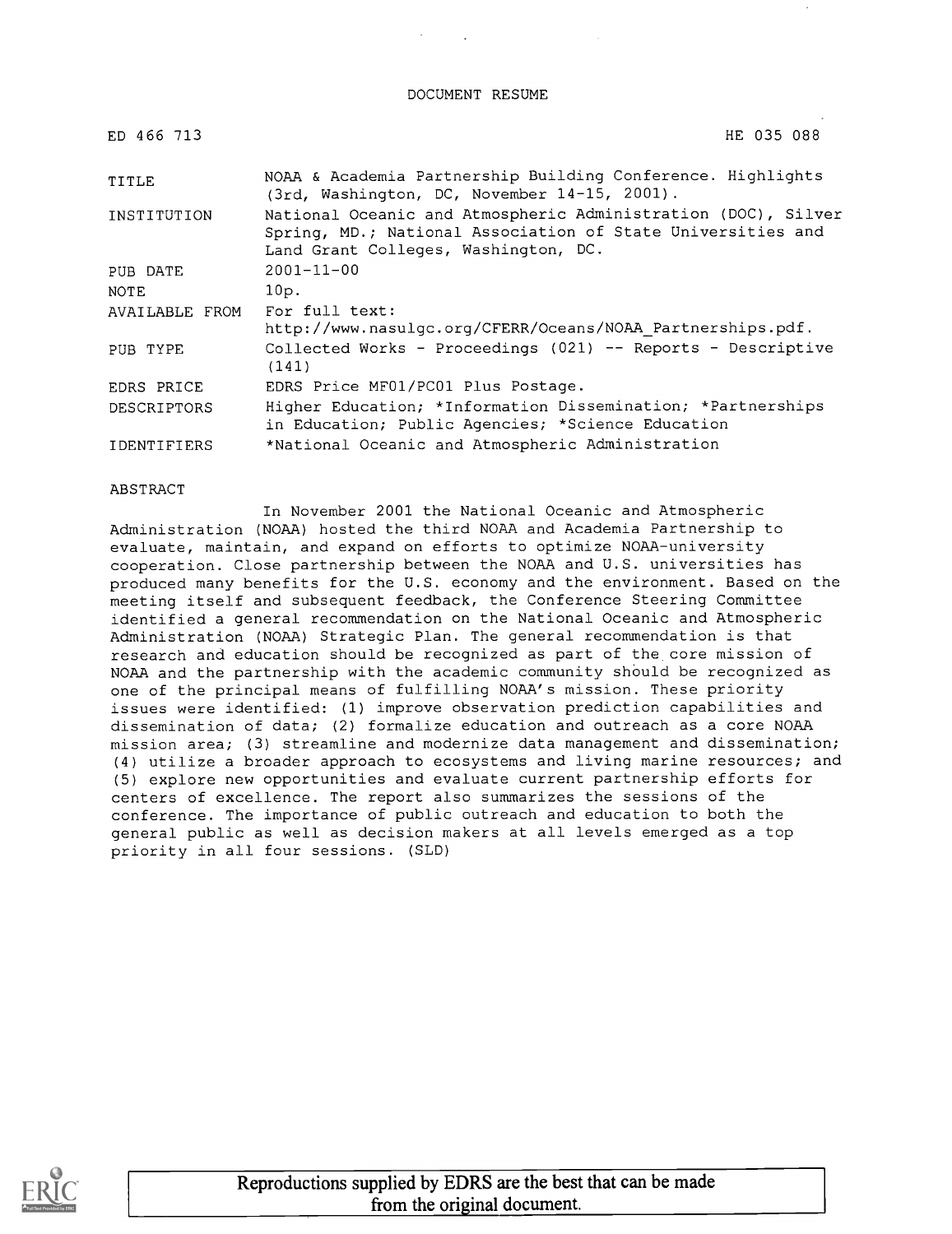DOCUMENT RESUME

ED 466 713 HE 035 088

| | |
|---|---|
| TITLE | NOAA & Academia Partnership Building Conference. Highlights (3rd, Washington, DC, November 14-15, 2001). |
| INSTITUTION | National Oceanic and Atmospheric Administration (DOC), Silver Spring, MD.; National Association of State Universities and Land Grant Colleges, Washington, DC. |
| PUB DATE | 2001-11-00 |
| NOTE | 10p. |
| AVAILABLE FROM | For full text: http://www.nasulgc.org/CFERR/Oceans/NOAA_Partnerships.pdf. |
| PUB TYPE | Collected Works - Proceedings (021) -- Reports - Descriptive (141) |
| EDRS PRICE | EDRS Price MF01/PC01 Plus Postage. |
| DESCRIPTORS | Higher Education; *Information Dissemination; *Partnerships in Education; Public Agencies; *Science Education |
| IDENTIFIERS | *National Oceanic and Atmospheric Administration |

ABSTRACT

In November 2001 the National Oceanic and Atmospheric Administration (NOAA) hosted the third NOAA and Academia Partnership to evaluate, maintain, and expand on efforts to optimize NOAA-university cooperation. Close partnership between the NOAA and U.S. universities has produced many benefits for the U.S. economy and the environment. Based on the meeting itself and subsequent feedback, the Conference Steering Committee identified a general recommendation on the National Oceanic and Atmospheric Administration (NOAA) Strategic Plan. The general recommendation is that research and education should be recognized as part of the core mission of NOAA and the partnership with the academic community should be recognized as one of the principal means of fulfilling NOAA's mission. These priority issues were identified: (1) improve observation prediction capabilities and dissemination of data; (2) formalize education and outreach as a core NOAA mission area; (3) streamline and modernize data management and dissemination; (4) utilize a broader approach to ecosystems and living marine resources; and (5) explore new opportunities and evaluate current partnership efforts for centers of excellence. The report also summarizes the sessions of the conference. The importance of public outreach and education to both the general public as well as decision makers at all levels emerged as a top priority in all four sessions. (SLD)

Reproductions supplied by EDRS are the best that can be made from the original document.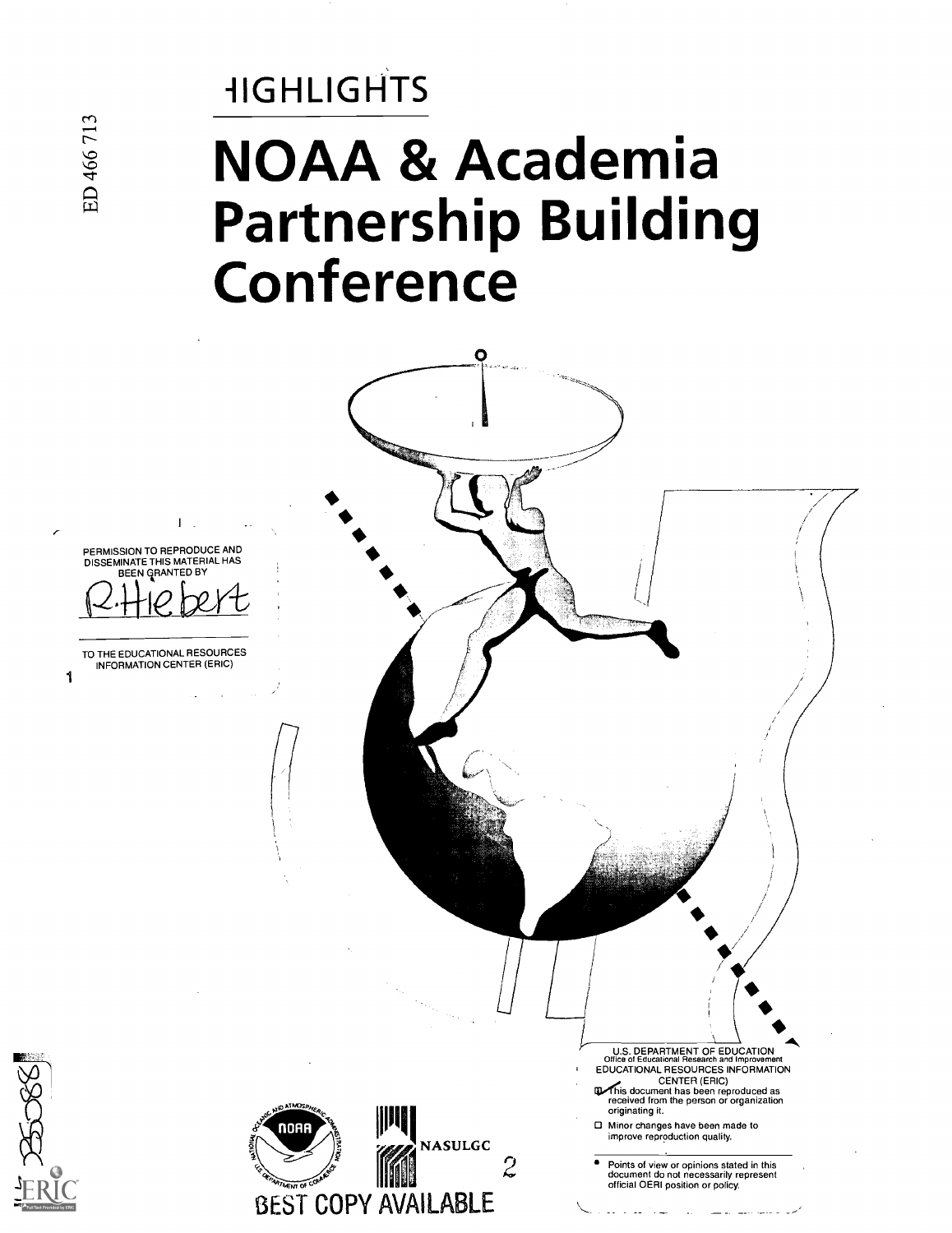# HIGHLIGHTS

# NOAA & Academia Partnership Building Conference

ED 466 713

PERMISSION TO REPRODUCE AND DISSEMINATE THIS MATERIAL HAS BEEN GRANTED BY

R.Hiebert

TO THE EDUCATIONAL RESOURCES INFORMATION CENTER (ERIC)

U.S. DEPARTMENT OF EDUCATION
Office of Educational Research and Improvement
EDUCATIONAL RESOURCES INFORMATION CENTER (ERIC)

- This document has been reproduced as received from the person or organization originating it.
- Minor changes have been made to improve reproduction quality.

- Points of view or opinions stated in this document do not necessarily represent official OERI position or policy.

NOAA

NASULGC

BEST COPY AVAILABLE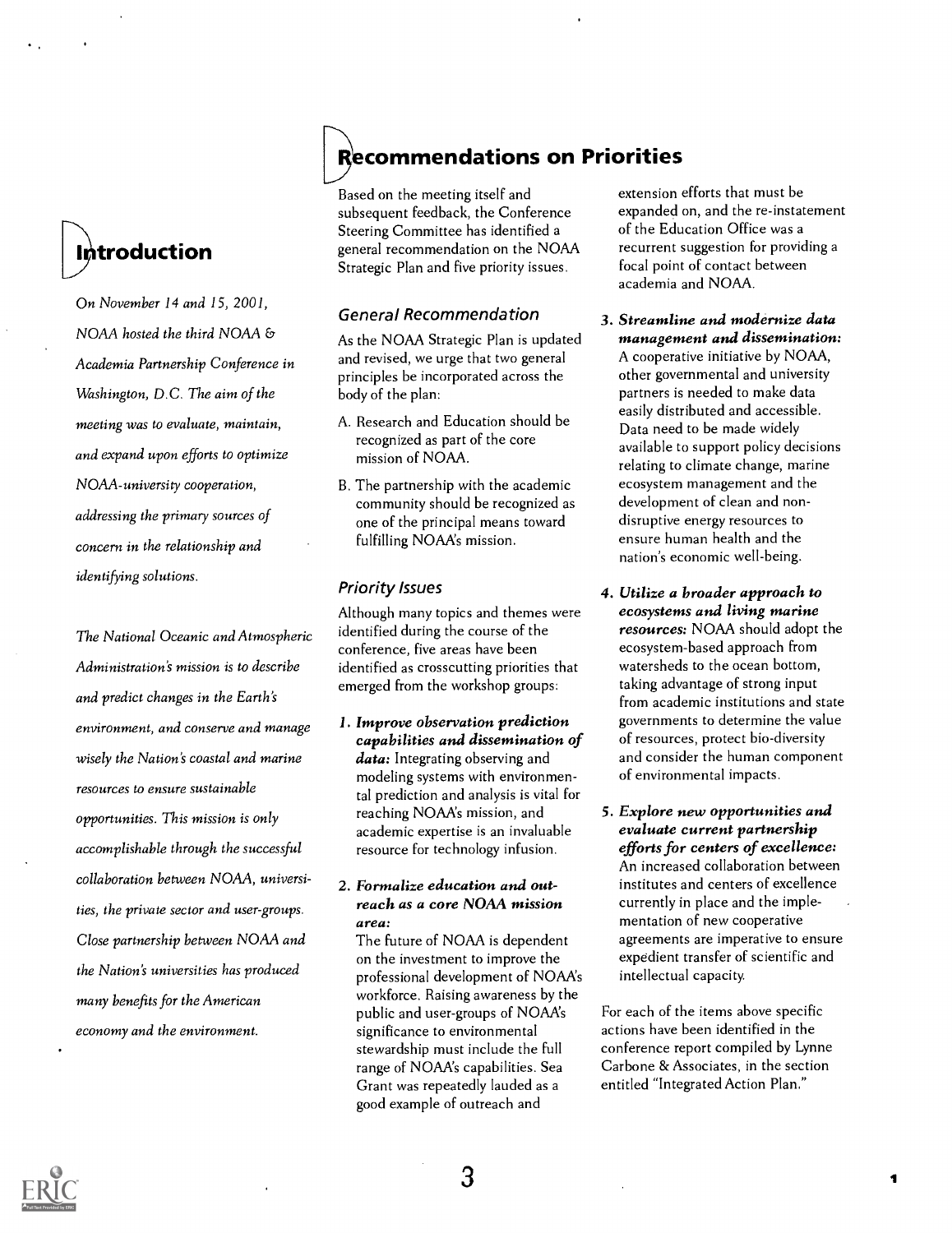## Introduction

*On November 14 and 15, 2001, NOAA hosted the third NOAA & Academia Partnership Conference in Washington, D.C. The aim of the meeting was to evaluate, maintain, and expand upon efforts to optimize NOAA-university cooperation, addressing the primary sources of concern in the relationship and identifying solutions.*

*The National Oceanic and Atmospheric Administration's mission is to describe and predict changes in the Earth's environment, and conserve and manage wisely the Nation's coastal and marine resources to ensure sustainable opportunities. This mission is only accomplishable through the successful collaboration between NOAA, universities, the private sector and user-groups. Close partnership between NOAA and the Nation's universities has produced many benefits for the American economy and the environment.*

## Recommendations on Priorities

Based on the meeting itself and subsequent feedback, the Conference Steering Committee has identified a general recommendation on the NOAA Strategic Plan and five priority issues.

### General Recommendation

As the NOAA Strategic Plan is updated and revised, we urge that two general principles be incorporated across the body of the plan:

A. Research and Education should be recognized as part of the core mission of NOAA.

B. The partnership with the academic community should be recognized as one of the principal means toward fulfilling NOAA's mission.

### Priority Issues

Although many topics and themes were identified during the course of the conference, five areas have been identified as crosscutting priorities that emerged from the workshop groups:

1. ***Improve observation prediction capabilities and dissemination of data:*** Integrating observing and modeling systems with environmental prediction and analysis is vital for reaching NOAA's mission, and academic expertise is an invaluable resource for technology infusion.

2. ***Formalize education and outreach as a core NOAA mission area:*** The future of NOAA is dependent on the investment to improve the professional development of NOAA's workforce. Raising awareness by the public and user-groups of NOAA's significance to environmental stewardship must include the full range of NOAA's capabilities. Sea Grant was repeatedly lauded as a good example of outreach and extension efforts that must be expanded on, and the re-instatement of the Education Office was a recurrent suggestion for providing a focal point of contact between academia and NOAA.

3. ***Streamline and modernize data management and dissemination:*** A cooperative initiative by NOAA, other governmental and university partners is needed to make data easily distributed and accessible. Data need to be made widely available to support policy decisions relating to climate change, marine ecosystem management and the development of clean and non-disruptive energy resources to ensure human health and the nation's economic well-being.

4. ***Utilize a broader approach to ecosystems and living marine resources:*** NOAA should adopt the ecosystem-based approach from watersheds to the ocean bottom, taking advantage of strong input from academic institutions and state governments to determine the value of resources, protect bio-diversity and consider the human component of environmental impacts.

5. ***Explore new opportunities and evaluate current partnership efforts for centers of excellence:*** An increased collaboration between institutes and centers of excellence currently in place and the implementation of new cooperative agreements are imperative to ensure expedient transfer of scientific and intellectual capacity.

For each of the items above specific actions have been identified in the conference report compiled by Lynne Carbone & Associates, in the section entitled "Integrated Action Plan."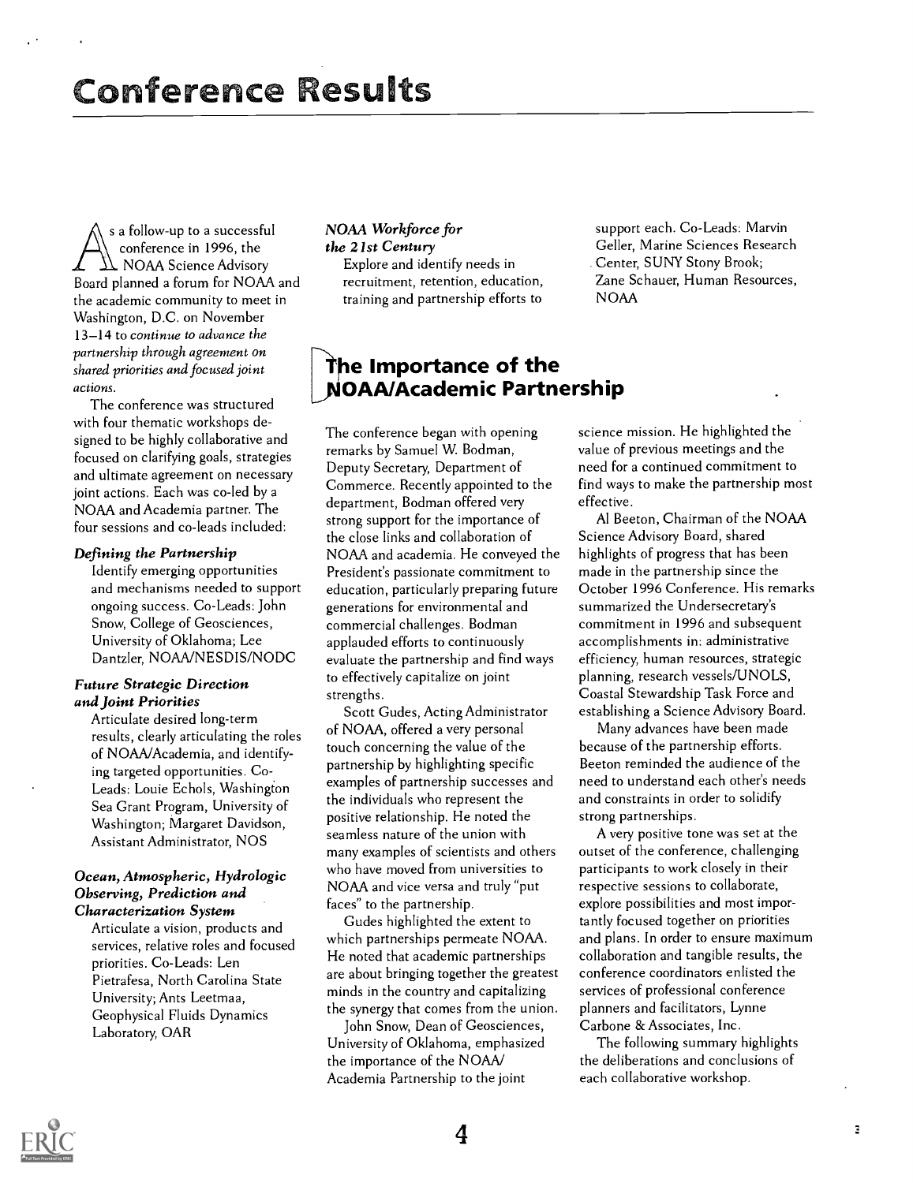# Conference Results

As a follow-up to a successful conference in 1996, the NOAA Science Advisory Board planned a forum for NOAA and the academic community to meet in Washington, D.C. on November 13–14 to *continue to advance the partnership through agreement on shared priorities and focused joint actions.*

The conference was structured with four thematic workshops designed to be highly collaborative and focused on clarifying goals, strategies and ultimate agreement on necessary joint actions. Each was co-led by a NOAA and Academia partner. The four sessions and co-leads included:

***Defining the Partnership***

Identify emerging opportunities and mechanisms needed to support ongoing success. Co-Leads: John Snow, College of Geosciences, University of Oklahoma; Lee Dantzler, NOAA/NESDIS/NODC

***Future Strategic Direction and Joint Priorities***

Articulate desired long-term results, clearly articulating the roles of NOAA/Academia, and identifying targeted opportunities. Co-Leads: Louie Echols, Washington Sea Grant Program, University of Washington; Margaret Davidson, Assistant Administrator, NOS

***Ocean, Atmospheric, Hydrologic Observing, Prediction and Characterization System***

Articulate a vision, products and services, relative roles and focused priorities. Co-Leads: Len Pietrafesa, North Carolina State University; Ants Leetmaa, Geophysical Fluids Dynamics Laboratory, OAR

***NOAA Workforce for the 21st Century***

Explore and identify needs in recruitment, retention, education, training and partnership efforts to support each. Co-Leads: Marvin Geller, Marine Sciences Research Center, SUNY Stony Brook; Zane Schauer, Human Resources, NOAA

## The Importance of the NOAA/Academic Partnership

The conference began with opening remarks by Samuel W. Bodman, Deputy Secretary, Department of Commerce. Recently appointed to the department, Bodman offered very strong support for the importance of the close links and collaboration of NOAA and academia. He conveyed the President's passionate commitment to education, particularly preparing future generations for environmental and commercial challenges. Bodman applauded efforts to continuously evaluate the partnership and find ways to effectively capitalize on joint strengths.

Scott Gudes, Acting Administrator of NOAA, offered a very personal touch concerning the value of the partnership by highlighting specific examples of partnership successes and the individuals who represent the positive relationship. He noted the seamless nature of the union with many examples of scientists and others who have moved from universities to NOAA and vice versa and truly "put faces" to the partnership.

Gudes highlighted the extent to which partnerships permeate NOAA. He noted that academic partnerships are about bringing together the greatest minds in the country and capitalizing the synergy that comes from the union.

John Snow, Dean of Geosciences, University of Oklahoma, emphasized the importance of the NOAA/Academia Partnership to the joint science mission. He highlighted the value of previous meetings and the need for a continued commitment to find ways to make the partnership most effective.

Al Beeton, Chairman of the NOAA Science Advisory Board, shared highlights of progress that has been made in the partnership since the October 1996 Conference. His remarks summarized the Undersecretary's commitment in 1996 and subsequent accomplishments in: administrative efficiency, human resources, strategic planning, research vessels/UNOLS, Coastal Stewardship Task Force and establishing a Science Advisory Board.

Many advances have been made because of the partnership efforts. Beeton reminded the audience of the need to understand each other's needs and constraints in order to solidify strong partnerships.

A very positive tone was set at the outset of the conference, challenging participants to work closely in their respective sessions to collaborate, explore possibilities and most importantly focused together on priorities and plans. In order to ensure maximum collaboration and tangible results, the conference coordinators enlisted the services of professional conference planners and facilitators, Lynne Carbone & Associates, Inc.

The following summary highlights the deliberations and conclusions of each collaborative workshop.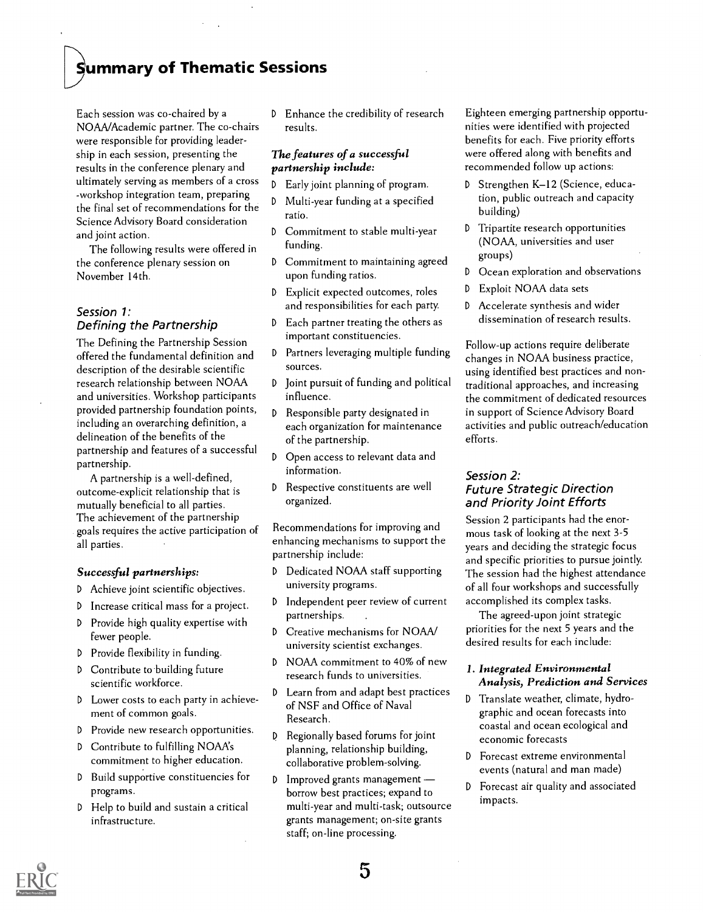# Summary of Thematic Sessions

Each session was co-chaired by a NOAA/Academic partner. The co-chairs were responsible for providing leadership in each session, presenting the results in the conference plenary and ultimately serving as members of a cross -workshop integration team, preparing the final set of recommendations for the Science Advisory Board consideration and joint action.

The following results were offered in the conference plenary session on November 14th.

## Session 1: Defining the Partnership

The Defining the Partnership Session offered the fundamental definition and description of the desirable scientific research relationship between NOAA and universities. Workshop participants provided partnership foundation points, including an overarching definition, a delineation of the benefits of the partnership and features of a successful partnership.

A partnership is a well-defined, outcome-explicit relationship that is mutually beneficial to all parties. The achievement of the partnership goals requires the active participation of all parties.

### *Successful partnerships:*

- Achieve joint scientific objectives.
- Increase critical mass for a project.
- Provide high quality expertise with fewer people.
- Provide flexibility in funding.
- Contribute to building future scientific workforce.
- Lower costs to each party in achievement of common goals.
- Provide new research opportunities.
- Contribute to fulfilling NOAA's commitment to higher education.
- Build supportive constituencies for programs.
- Help to build and sustain a critical infrastructure.
- Enhance the credibility of research results.

### *The features of a successful partnership include:*

- Early joint planning of program.
- Multi-year funding at a specified ratio.
- Commitment to stable multi-year funding.
- Commitment to maintaining agreed upon funding ratios.
- Explicit expected outcomes, roles and responsibilities for each party.
- Each partner treating the others as important constituencies.
- Partners leveraging multiple funding sources.
- Joint pursuit of funding and political influence.
- Responsible party designated in each organization for maintenance of the partnership.
- Open access to relevant data and information.
- Respective constituents are well organized.

Recommendations for improving and enhancing mechanisms to support the partnership include:

- Dedicated NOAA staff supporting university programs.
- Independent peer review of current partnerships.
- Creative mechanisms for NOAA/university scientist exchanges.
- NOAA commitment to 40% of new research funds to universities.
- Learn from and adapt best practices of NSF and Office of Naval Research.
- Regionally based forums for joint planning, relationship building, collaborative problem-solving.
- Improved grants management — borrow best practices; expand to multi-year and multi-task; outsource grants management; on-site grants staff; on-line processing.

Eighteen emerging partnership opportunities were identified with projected benefits for each. Five priority efforts were offered along with benefits and recommended follow up actions:

- Strengthen K–12 (Science, education, public outreach and capacity building)
- Tripartite research opportunities (NOAA, universities and user groups)
- Ocean exploration and observations
- Exploit NOAA data sets
- Accelerate synthesis and wider dissemination of research results.

Follow-up actions require deliberate changes in NOAA business practice, using identified best practices and non-traditional approaches, and increasing the commitment of dedicated resources in support of Science Advisory Board activities and public outreach/education efforts.

## Session 2: Future Strategic Direction and Priority Joint Efforts

Session 2 participants had the enormous task of looking at the next 3-5 years and deciding the strategic focus and specific priorities to pursue jointly. The session had the highest attendance of all four workshops and successfully accomplished its complex tasks.

The agreed-upon joint strategic priorities for the next 5 years and the desired results for each include:

### *1. Integrated Environmental Analysis, Prediction and Services*

- Translate weather, climate, hydrographic and ocean forecasts into coastal and ocean ecological and economic forecasts
- Forecast extreme environmental events (natural and man made)
- Forecast air quality and associated impacts.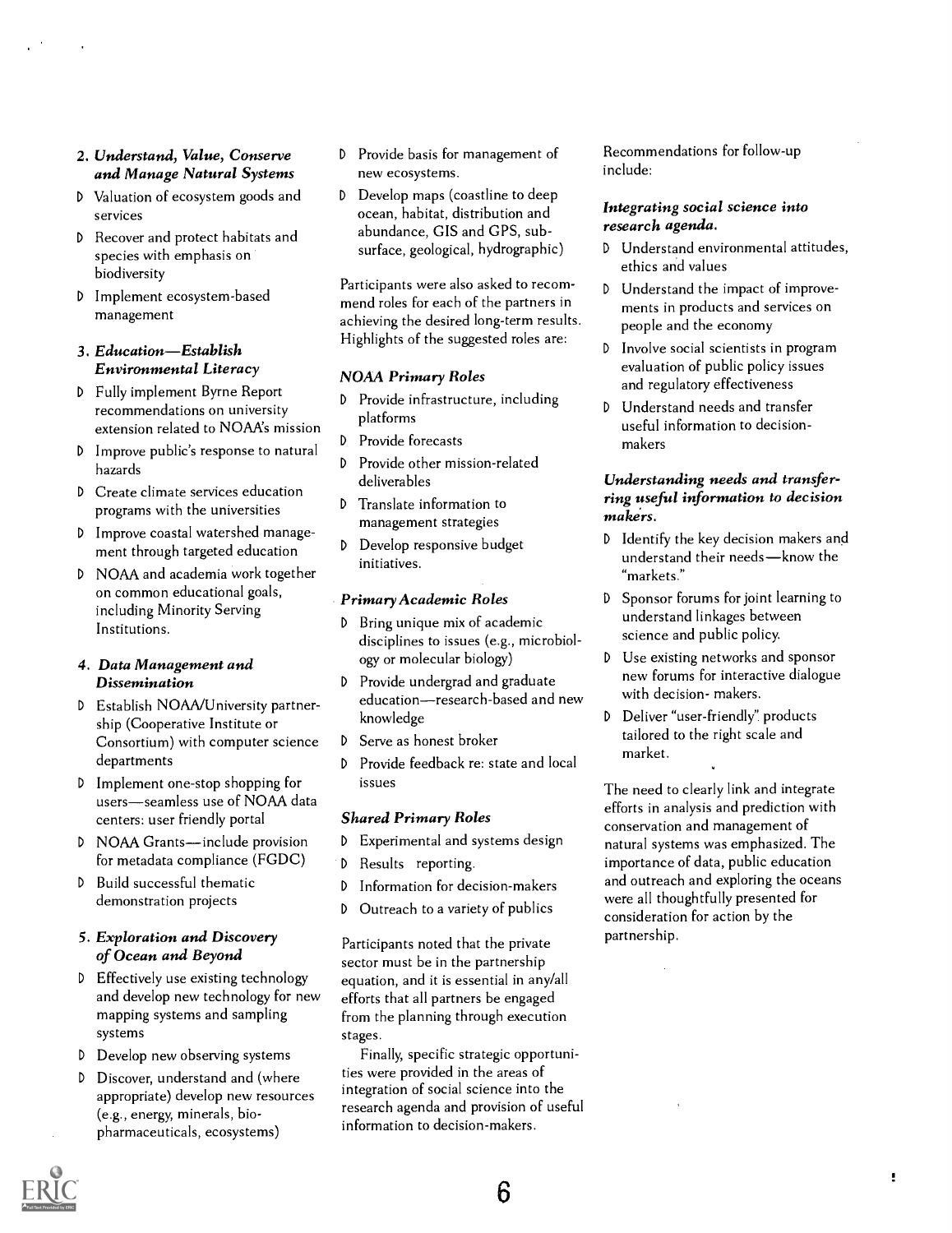### 2. *Understand, Value, Conserve and Manage Natural Systems*

- Valuation of ecosystem goods and services
- Recover and protect habitats and species with emphasis on biodiversity
- Implement ecosystem-based management

### 3. *Education—Establish Environmental Literacy*

- Fully implement Byrne Report recommendations on university extension related to NOAA's mission
- Improve public's response to natural hazards
- Create climate services education programs with the universities
- Improve coastal watershed management through targeted education
- NOAA and academia work together on common educational goals, including Minority Serving Institutions.

### 4. *Data Management and Dissemination*

- Establish NOAA/University partnership (Cooperative Institute or Consortium) with computer science departments
- Implement one-stop shopping for users—seamless use of NOAA data centers: user friendly portal
- NOAA Grants—include provision for metadata compliance (FGDC)
- Build successful thematic demonstration projects

### 5. *Exploration and Discovery of Ocean and Beyond*

- Effectively use existing technology and develop new technology for new mapping systems and sampling systems
- Develop new observing systems
- Discover, understand and (where appropriate) develop new resources (e.g., energy, minerals, bio-pharmaceuticals, ecosystems)
- Provide basis for management of new ecosystems.
- Develop maps (coastline to deep ocean, habitat, distribution and abundance, GIS and GPS, sub-surface, geological, hydrographic)

Participants were also asked to recommend roles for each of the partners in achieving the desired long-term results. Highlights of the suggested roles are:

#### *NOAA Primary Roles*

- Provide infrastructure, including platforms
- Provide forecasts
- Provide other mission-related deliverables
- Translate information to management strategies
- Develop responsive budget initiatives.

#### *Primary Academic Roles*

- Bring unique mix of academic disciplines to issues (e.g., microbiology or molecular biology)
- Provide undergrad and graduate education—research-based and new knowledge
- Serve as honest broker
- Provide feedback re: state and local issues

#### *Shared Primary Roles*

- Experimental and systems design
- Results reporting.
- Information for decision-makers
- Outreach to a variety of publics

Participants noted that the private sector must be in the partnership equation, and it is essential in any/all efforts that all partners be engaged from the planning through execution stages.

Finally, specific strategic opportunities were provided in the areas of integration of social science into the research agenda and provision of useful information to decision-makers.

Recommendations for follow-up include:

#### *Integrating social science into research agenda.*

- Understand environmental attitudes, ethics and values
- Understand the impact of improvements in products and services on people and the economy
- Involve social scientists in program evaluation of public policy issues and regulatory effectiveness
- Understand needs and transfer useful information to decision-makers

#### *Understanding needs and transferring useful information to decision makers.*

- Identify the key decision makers and understand their needs—know the "markets."
- Sponsor forums for joint learning to understand linkages between science and public policy.
- Use existing networks and sponsor new forums for interactive dialogue with decision- makers.
- Deliver "user-friendly" products tailored to the right scale and market.

The need to clearly link and integrate efforts in analysis and prediction with conservation and management of natural systems was emphasized. The importance of data, public education and outreach and exploring the oceans were all thoughtfully presented for consideration for action by the partnership.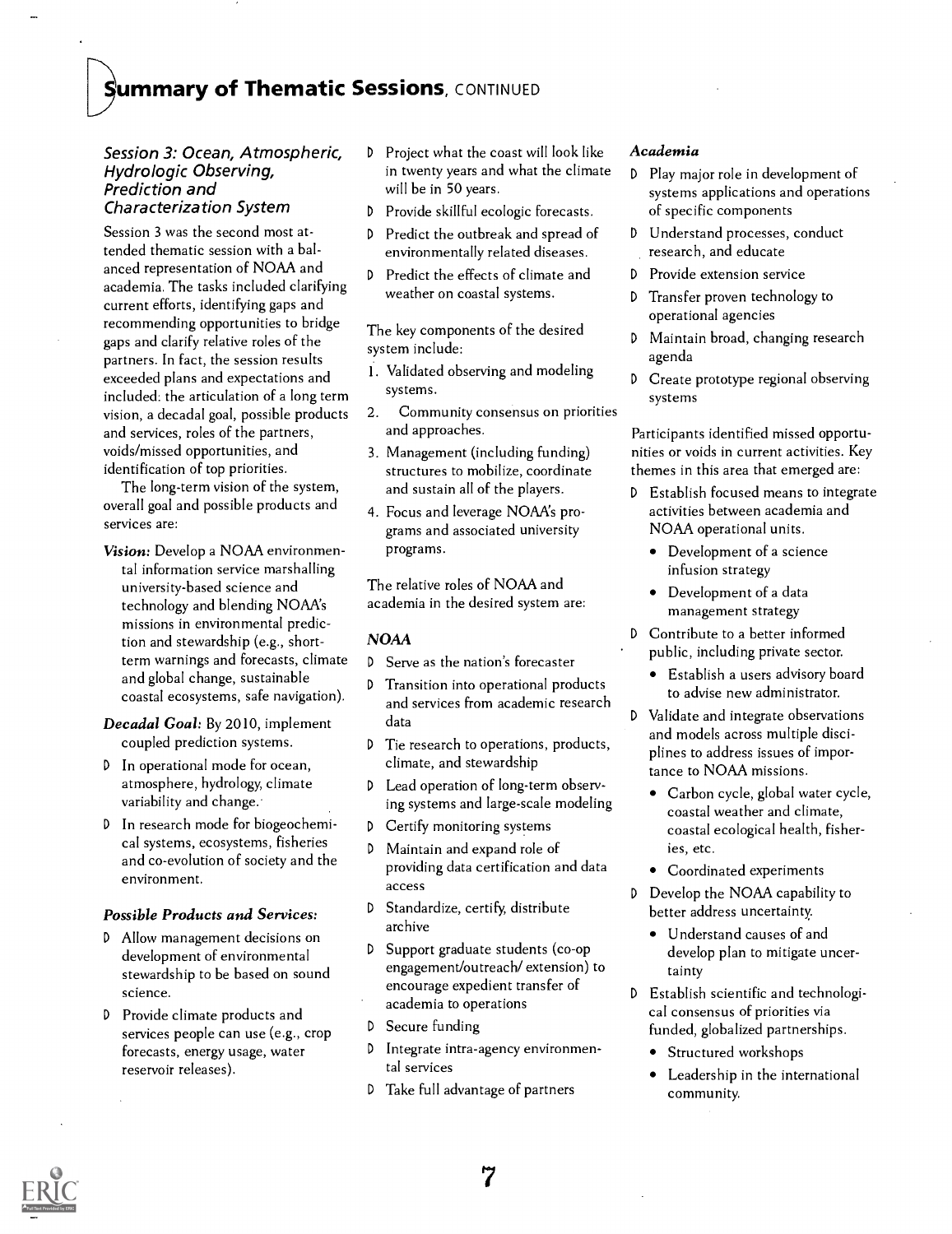## Summary of Thematic Sessions, CONTINUED

### Session 3: Ocean, Atmospheric, Hydrologic Observing, Prediction and Characterization System

Session 3 was the second most attended thematic session with a balanced representation of NOAA and academia. The tasks included clarifying current efforts, identifying gaps and recommending opportunities to bridge gaps and clarify relative roles of the partners. In fact, the session results exceeded plans and expectations and included: the articulation of a long term vision, a decadal goal, possible products and services, roles of the partners, voids/missed opportunities, and identification of top priorities.

The long-term vision of the system, overall goal and possible products and services are:

***Vision:*** Develop a NOAA environmental information service marshalling university-based science and technology and blending NOAA's missions in environmental prediction and stewardship (e.g., short-term warnings and forecasts, climate and global change, sustainable coastal ecosystems, safe navigation).

***Decadal Goal:*** By 2010, implement coupled prediction systems.

- In operational mode for ocean, atmosphere, hydrology, climate variability and change.
- In research mode for biogeochemical systems, ecosystems, fisheries and co-evolution of society and the environment.

#### *Possible Products and Services:*

- Allow management decisions on development of environmental stewardship to be based on sound science.
- Provide climate products and services people can use (e.g., crop forecasts, energy usage, water reservoir releases).
- Project what the coast will look like in twenty years and what the climate will be in 50 years.
- Provide skillful ecologic forecasts.
- Predict the outbreak and spread of environmentally related diseases.
- Predict the effects of climate and weather on coastal systems.

The key components of the desired system include:

1. Validated observing and modeling systems.
2. Community consensus on priorities and approaches.
3. Management (including funding) structures to mobilize, coordinate and sustain all of the players.
4. Focus and leverage NOAA's programs and associated university programs.

The relative roles of NOAA and academia in the desired system are:

#### *NOAA*

- Serve as the nation's forecaster
- Transition into operational products and services from academic research data
- Tie research to operations, products, climate, and stewardship
- Lead operation of long-term observing systems and large-scale modeling
- Certify monitoring systems
- Maintain and expand role of providing data certification and data access
- Standardize, certify, distribute archive
- Support graduate students (co-op engagement/outreach/ extension) to encourage expedient transfer of academia to operations
- Secure funding
- Integrate intra-agency environmental services
- Take full advantage of partners

#### *Academia*

- Play major role in development of systems applications and operations of specific components
- Understand processes, conduct research, and educate
- Provide extension service
- Transfer proven technology to operational agencies
- Maintain broad, changing research agenda
- Create prototype regional observing systems

Participants identified missed opportunities or voids in current activities. Key themes in this area that emerged are:

- Establish focused means to integrate activities between academia and NOAA operational units.
  - Development of a science infusion strategy
  - Development of a data management strategy
- Contribute to a better informed public, including private sector.
  - Establish a users advisory board to advise new administrator.
- Validate and integrate observations and models across multiple disciplines to address issues of importance to NOAA missions.
  - Carbon cycle, global water cycle, coastal weather and climate, coastal ecological health, fisheries, etc.
  - Coordinated experiments
- Develop the NOAA capability to better address uncertainty.
  - Understand causes of and develop plan to mitigate uncertainty
- Establish scientific and technological consensus of priorities via funded, globalized partnerships.
  - Structured workshops
  - Leadership in the international community.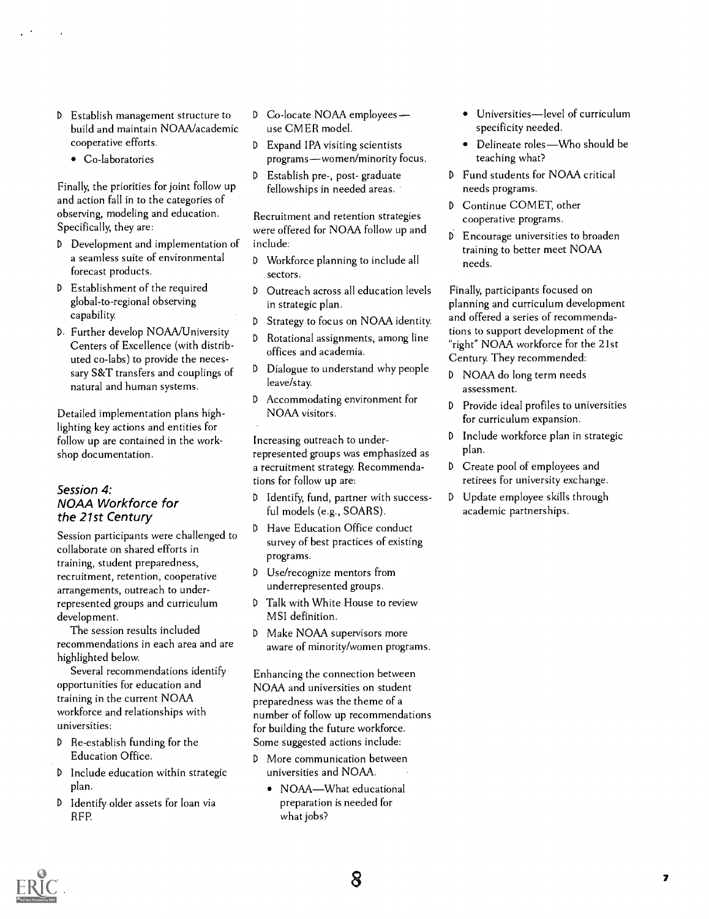- Establish management structure to build and maintain NOAA/academic cooperative efforts.
  - Co-laboratories

Finally, the priorities for joint follow up and action fall in to the categories of observing, modeling and education. Specifically, they are:

- Development and implementation of a seamless suite of environmental forecast products.
- Establishment of the required global-to-regional observing capability.
- Further develop NOAA/University Centers of Excellence (with distributed co-labs) to provide the necessary S&T transfers and couplings of natural and human systems.

Detailed implementation plans highlighting key actions and entities for follow up are contained in the workshop documentation.

### *Session 4: NOAA Workforce for the 21st Century*

Session participants were challenged to collaborate on shared efforts in training, student preparedness, recruitment, retention, cooperative arrangements, outreach to underrepresented groups and curriculum development.

The session results included recommendations in each area and are highlighted below.

Several recommendations identify opportunities for education and training in the current NOAA workforce and relationships with universities:

- Re-establish funding for the Education Office.
- Include education within strategic plan.
- Identify older assets for loan via RFP.
- Co-locate NOAA employees—use CMER model.
- Expand IPA visiting scientists programs—women/minority focus.
- Establish pre-, post- graduate fellowships in needed areas.

Recruitment and retention strategies were offered for NOAA follow up and include:

- Workforce planning to include all sectors.
- Outreach across all education levels in strategic plan.
- Strategy to focus on NOAA identity.
- Rotational assignments, among line offices and academia.
- Dialogue to understand why people leave/stay.
- Accommodating environment for NOAA visitors.

Increasing outreach to underrepresented groups was emphasized as a recruitment strategy. Recommendations for follow up are:

- Identify, fund, partner with successful models (e.g., SOARS).
- Have Education Office conduct survey of best practices of existing programs.
- Use/recognize mentors from underrepresented groups.
- Talk with White House to review MSI definition.
- Make NOAA supervisors more aware of minority/women programs.

Enhancing the connection between NOAA and universities on student preparedness was the theme of a number of follow up recommendations for building the future workforce. Some suggested actions include:

- More communication between universities and NOAA.
  - NOAA—What educational preparation is needed for what jobs?
  - Universities—level of curriculum specificity needed.
  - Delineate roles—Who should be teaching what?
- Fund students for NOAA critical needs programs.
- Continue COMET, other cooperative programs.
- Encourage universities to broaden training to better meet NOAA needs.

Finally, participants focused on planning and curriculum development and offered a series of recommendations to support development of the "right" NOAA workforce for the 21st Century. They recommended:

- NOAA do long term needs assessment.
- Provide ideal profiles to universities for curriculum expansion.
- Include workforce plan in strategic plan.
- Create pool of employees and retirees for university exchange.
- Update employee skills through academic partnerships.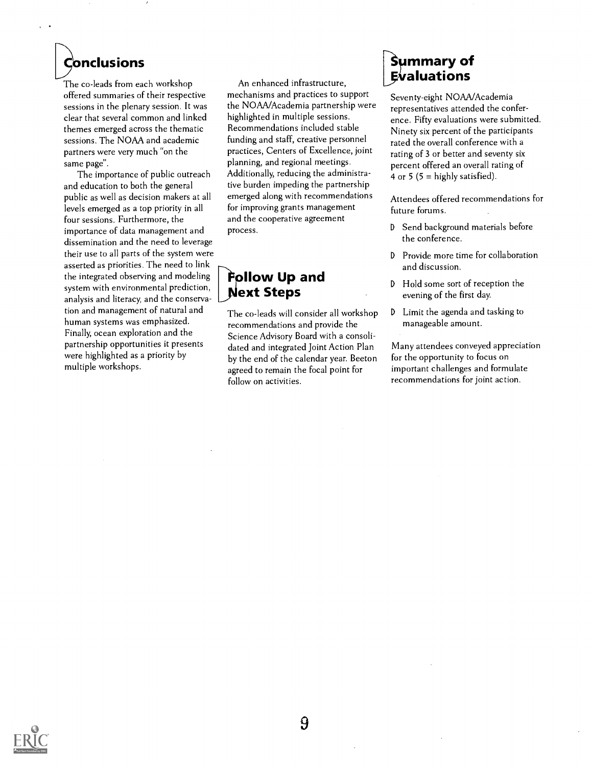## Conclusions

The co-leads from each workshop offered summaries of their respective sessions in the plenary session. It was clear that several common and linked themes emerged across the thematic sessions. The NOAA and academic partners were very much "on the same page".

The importance of public outreach and education to both the general public as well as decision makers at all levels emerged as a top priority in all four sessions. Furthermore, the importance of data management and dissemination and the need to leverage their use to all parts of the system were asserted as priorities. The need to link the integrated observing and modeling system with environmental prediction, analysis and literacy, and the conservation and management of natural and human systems was emphasized. Finally, ocean exploration and the partnership opportunities it presents were highlighted as a priority by multiple workshops.

An enhanced infrastructure, mechanisms and practices to support the NOAA/Academia partnership were highlighted in multiple sessions. Recommendations included stable funding and staff, creative personnel practices, Centers of Excellence, joint planning, and regional meetings. Additionally, reducing the administrative burden impeding the partnership emerged along with recommendations for improving grants management and the cooperative agreement process.

## Follow Up and Next Steps

The co-leads will consider all workshop recommendations and provide the Science Advisory Board with a consolidated and integrated Joint Action Plan by the end of the calendar year. Beeton agreed to remain the focal point for follow on activities.

## Summary of Evaluations

Seventy-eight NOAA/Academia representatives attended the conference. Fifty evaluations were submitted. Ninety six percent of the participants rated the overall conference with a rating of 3 or better and seventy six percent offered an overall rating of 4 or 5 (5 = highly satisfied).

Attendees offered recommendations for future forums.

- Send background materials before the conference.
- Provide more time for collaboration and discussion.
- Hold some sort of reception the evening of the first day.
- Limit the agenda and tasking to manageable amount.

Many attendees conveyed appreciation for the opportunity to focus on important challenges and formulate recommendations for joint action.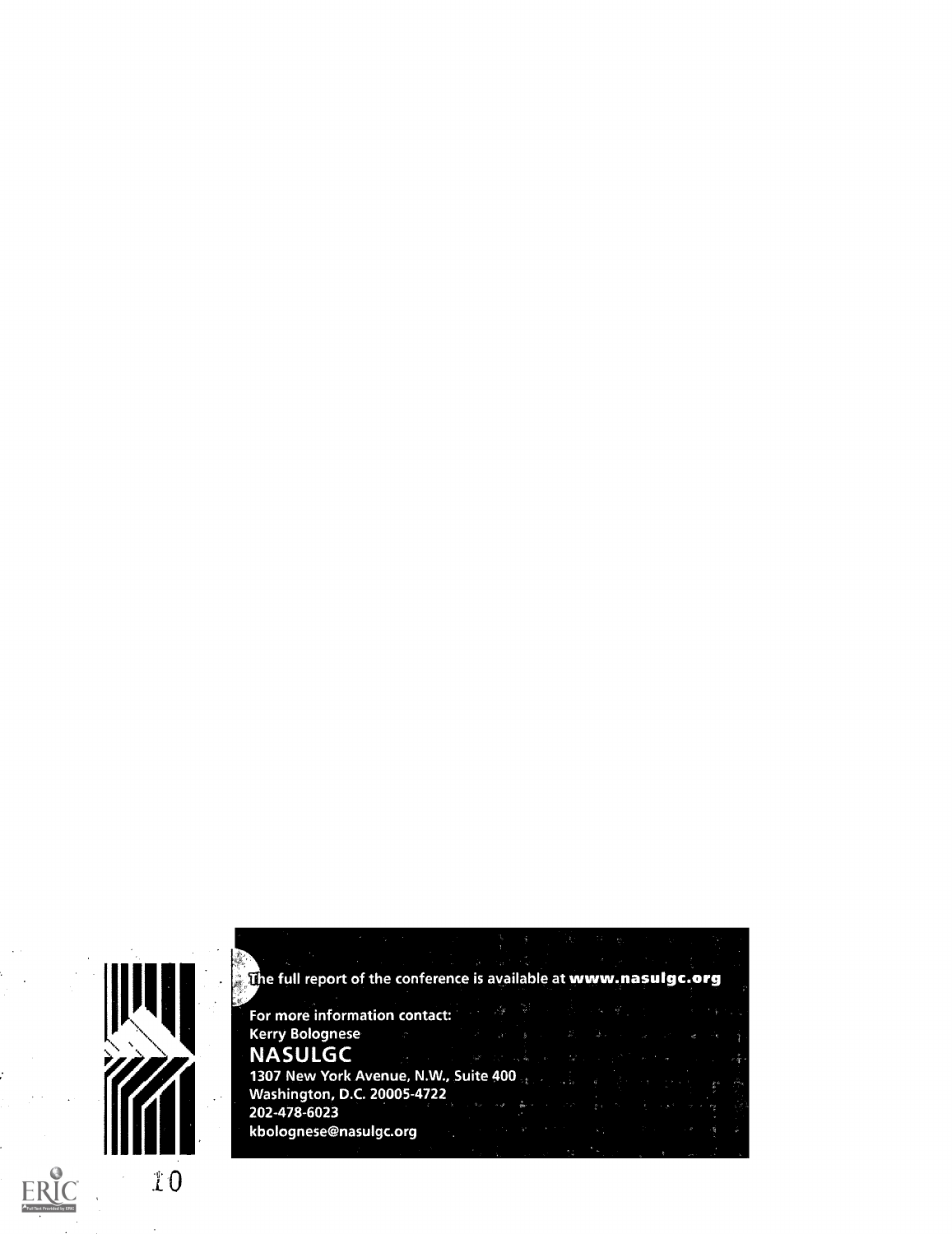The full report of the conference is available at **www.nasulgc.org**

For more information contact:
Kerry Bolognese
**NASULGC**
1307 New York Avenue, N.W., Suite 400
Washington, D.C. 20005-4722
202-478-6023
kbolognese@nasulgc.org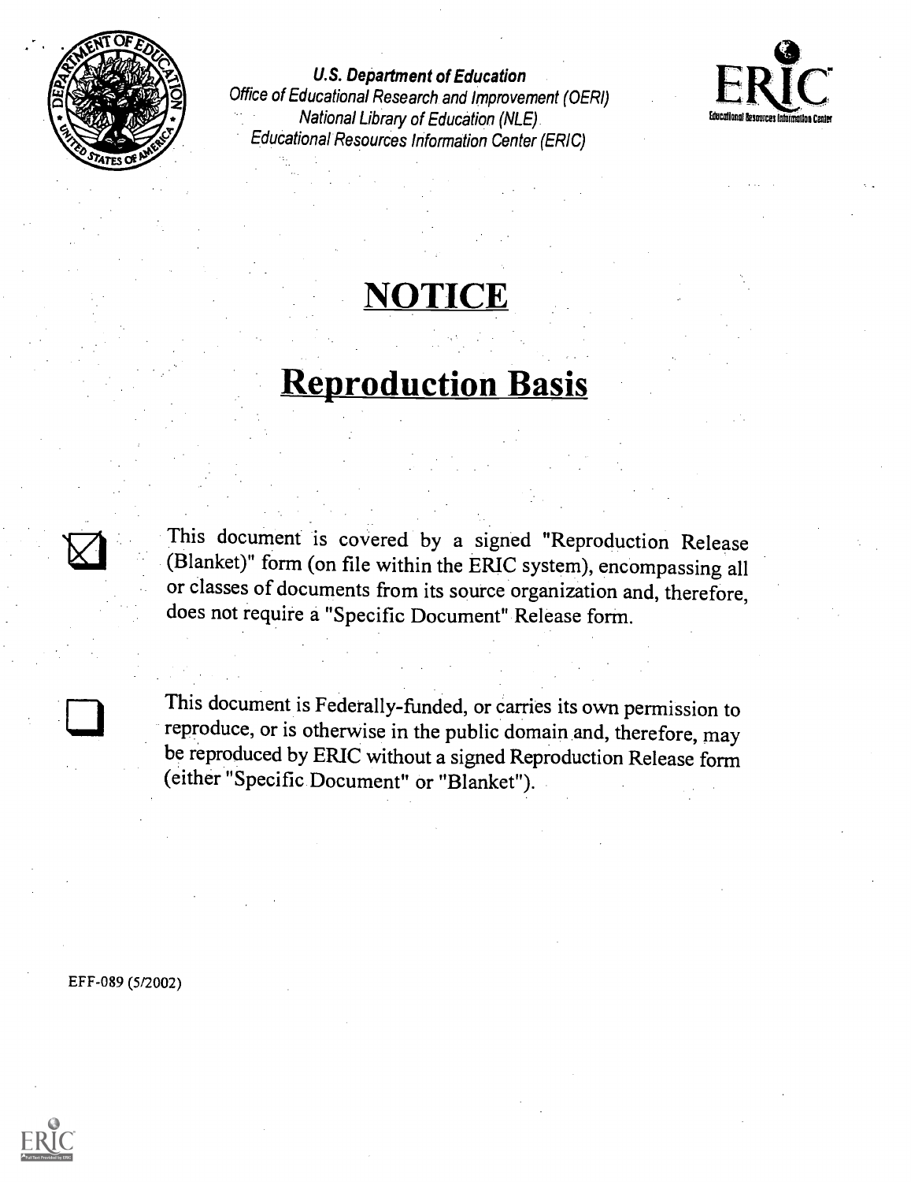U.S. Department of Education
Office of Educational Research and Improvement (OERI)
National Library of Education (NLE)
Educational Resources Information Center (ERIC)

# NOTICE

# Reproduction Basis

☒ This document is covered by a signed "Reproduction Release (Blanket)" form (on file within the ERIC system), encompassing all or classes of documents from its source organization and, therefore, does not require a "Specific Document" Release form.

☐ This document is Federally-funded, or carries its own permission to reproduce, or is otherwise in the public domain and, therefore, may be reproduced by ERIC without a signed Reproduction Release form (either "Specific Document" or "Blanket").

EFF-089 (5/2002)